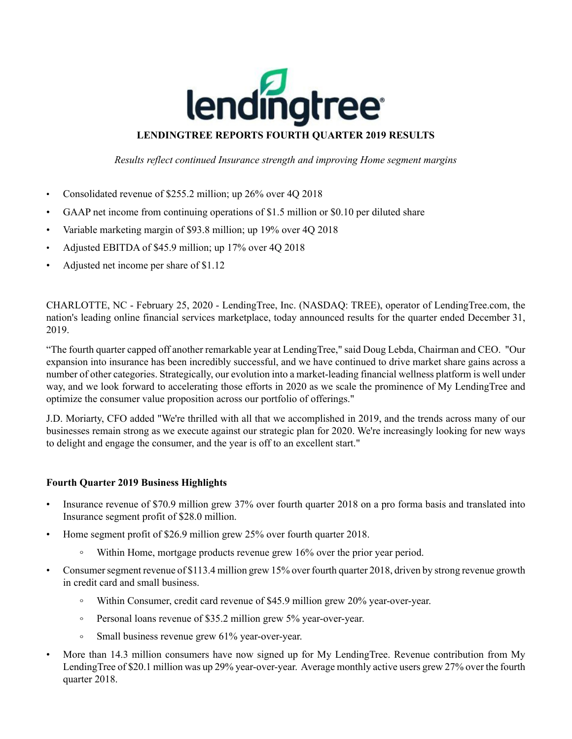# LENDINGTREE REPORTS FOURTH QUARTER 2019 RESULTS

*Results reflect continued Insurance strength and improving Home segment margins*

- Consolidated revenue of $255.2 million; up 26% over 4Q 2018
- GAAP net income from continuing operations of $1.5 million or $0.10 per diluted share
- Variable marketing margin of $93.8 million; up 19% over 4Q 2018
- Adjusted EBITDA of $45.9 million; up 17% over 4Q 2018
- Adjusted net income per share of $1.12

CHARLOTTE, NC - February 25, 2020 - LendingTree, Inc. (NASDAQ: TREE), operator of LendingTree.com, the nation's leading online financial services marketplace, today announced results for the quarter ended December 31, 2019.

“The fourth quarter capped off another remarkable year at LendingTree," said Doug Lebda, Chairman and CEO. "Our expansion into insurance has been incredibly successful, and we have continued to drive market share gains across a number of other categories. Strategically, our evolution into a market-leading financial wellness platform is well under way, and we look forward to accelerating those efforts in 2020 as we scale the prominence of My LendingTree and optimize the consumer value proposition across our portfolio of offerings."

J.D. Moriarty, CFO added "We're thrilled with all that we accomplished in 2019, and the trends across many of our businesses remain strong as we execute against our strategic plan for 2020. We're increasingly looking for new ways to delight and engage the consumer, and the year is off to an excellent start."

## Fourth Quarter 2019 Business Highlights

- Insurance revenue of $70.9 million grew 37% over fourth quarter 2018 on a pro forma basis and translated into Insurance segment profit of $28.0 million.
- Home segment profit of $26.9 million grew 25% over fourth quarter 2018.
  - Within Home, mortgage products revenue grew 16% over the prior year period.
- Consumer segment revenue of $113.4 million grew 15% over fourth quarter 2018, driven by strong revenue growth in credit card and small business.
  - Within Consumer, credit card revenue of $45.9 million grew 20% year-over-year.
  - Personal loans revenue of $35.2 million grew 5% year-over-year.
  - Small business revenue grew 61% year-over-year.
- More than 14.3 million consumers have now signed up for My LendingTree. Revenue contribution from My LendingTree of $20.1 million was up 29% year-over-year. Average monthly active users grew 27% over the fourth quarter 2018.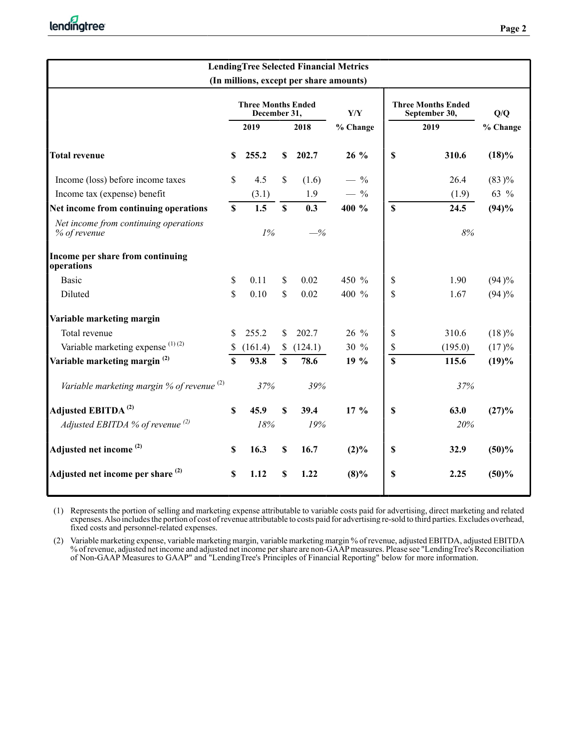**LendingTree Selected Financial Metrics**
**(In millions, except per share amounts)**

| | Three Months Ended December 31, | | Y/Y | Three Months Ended September 30, | Q/Q |
|---|---|---|---|---|---|
| | 2019 | 2018 | % Change | 2019 | % Change |
| **Total revenue** | **$ 255.2** | **$ 202.7** | **26 %** | **$ 310.6** | **(18)%** |
| Income (loss) before income taxes | $ 4.5 | $ (1.6) | — % | 26.4 | (83)% |
| Income tax (expense) benefit | (3.1) | 1.9 | — % | (1.9) | 63 % |
| **Net income from continuing operations** | **$ 1.5** | **$ 0.3** | **400 %** | **$ 24.5** | **(94)%** |
| *Net income from continuing operations % of revenue* | *1%* | *—%* | | *8%* | |
| **Income per share from continuing operations** | | | | | |
| Basic | $ 0.11 | $ 0.02 | 450 % | $ 1.90 | (94)% |
| Diluted | $ 0.10 | $ 0.02 | 400 % | $ 1.67 | (94)% |
| **Variable marketing margin** | | | | | |
| Total revenue | $ 255.2 | $ 202.7 | 26 % | $ 310.6 | (18)% |
| Variable marketing expense (1) (2) | $ (161.4) | $ (124.1) | 30 % | $ (195.0) | (17)% |
| **Variable marketing margin (2)** | **$ 93.8** | **$ 78.6** | **19 %** | **$ 115.6** | **(19)%** |
| *Variable marketing margin % of revenue (2)* | *37%* | *39%* | | *37%* | |
| **Adjusted EBITDA (2)** | **$ 45.9** | **$ 39.4** | **17 %** | **$ 63.0** | **(27)%** |
| *Adjusted EBITDA % of revenue (2)* | *18%* | *19%* | | *20%* | |
| **Adjusted net income (2)** | **$ 16.3** | **$ 16.7** | **(2)%** | **$ 32.9** | **(50)%** |
| **Adjusted net income per share (2)** | **$ 1.12** | **$ 1.22** | **(8)%** | **$ 2.25** | **(50)%** |

(1) Represents the portion of selling and marketing expense attributable to variable costs paid for advertising, direct marketing and related expenses. Also includes the portion of cost of revenue attributable to costs paid for advertising re-sold to third parties. Excludes overhead, fixed costs and personnel-related expenses.

(2) Variable marketing expense, variable marketing margin, variable marketing margin % of revenue, adjusted EBITDA, adjusted EBITDA % of revenue, adjusted net income and adjusted net income per share are non-GAAP measures. Please see "LendingTree's Reconciliation of Non-GAAP Measures to GAAP" and "LendingTree's Principles of Financial Reporting" below for more information.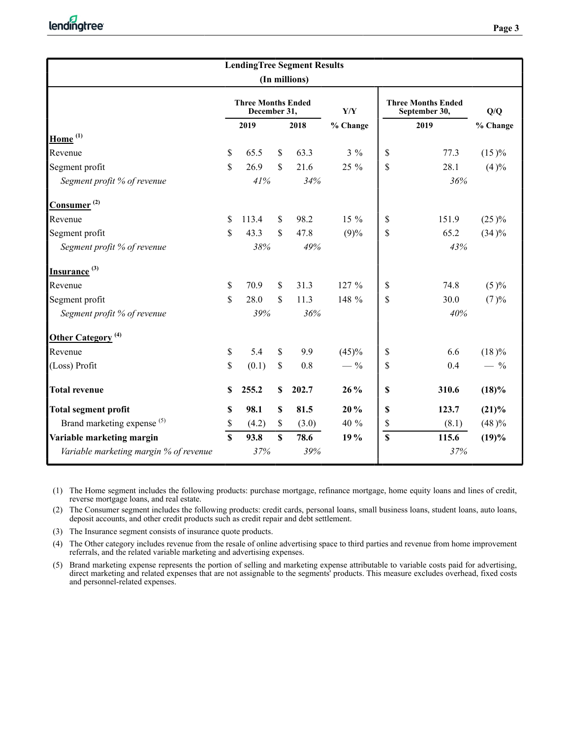| LendingTree Segment Results (In millions) | | | | | |
|---|---|---|---|---|---|
| | Three Months Ended December 31, | | Y/Y | Three Months Ended September 30, | Q/Q |
| | 2019 | 2018 | % Change | 2019 | % Change |
| **Home** [1] | | | | | |
| Revenue | $ 65.5 | $ 63.3 | 3 % | $ 77.3 | (15 )% |
| Segment profit | $ 26.9 | $ 21.6 | 25 % | $ 28.1 | (4 )% |
| *Segment profit % of revenue* | *41%* | *34%* | | *36%* | |
| **Consumer** [2] | | | | | |
| Revenue | $ 113.4 | $ 98.2 | 15 % | $ 151.9 | (25 )% |
| Segment profit | $ 43.3 | $ 47.8 | (9)% | $ 65.2 | (34 )% |
| *Segment profit % of revenue* | *38%* | *49%* | | *43%* | |
| **Insurance** [3] | | | | | |
| Revenue | $ 70.9 | $ 31.3 | 127 % | $ 74.8 | (5 )% |
| Segment profit | $ 28.0 | $ 11.3 | 148 % | $ 30.0 | (7 )% |
| *Segment profit % of revenue* | *39%* | *36%* | | *40%* | |
| **Other Category** [4] | | | | | |
| Revenue | $ 5.4 | $ 9.9 | (45)% | $ 6.6 | (18 )% |
| (Loss) Profit | $ (0.1) | $ 0.8 | — % | $ 0.4 | — % |
| **Total revenue** | **$ 255.2** | **$ 202.7** | **26 %** | **$ 310.6** | **(18)%** |
| **Total segment profit** | **$ 98.1** | **$ 81.5** | **20 %** | **$ 123.7** | **(21)%** |
| Brand marketing expense [5] | $ (4.2) | $ (3.0) | 40 % | $ (8.1) | (48 )% |
| **Variable marketing margin** | **$ 93.8** | **$ 78.6** | **19 %** | **$ 115.6** | **(19)%** |
| *Variable marketing margin % of revenue* | *37%* | *39%* | | *37%* | |

(1) The Home segment includes the following products: purchase mortgage, refinance mortgage, home equity loans and lines of credit, reverse mortgage loans, and real estate.

(2) The Consumer segment includes the following products: credit cards, personal loans, small business loans, student loans, auto loans, deposit accounts, and other credit products such as credit repair and debt settlement.

(3) The Insurance segment consists of insurance quote products.

(4) The Other category includes revenue from the resale of online advertising space to third parties and revenue from home improvement referrals, and the related variable marketing and advertising expenses.

(5) Brand marketing expense represents the portion of selling and marketing expense attributable to variable costs paid for advertising, direct marketing and related expenses that are not assignable to the segments' products. This measure excludes overhead, fixed costs and personnel-related expenses.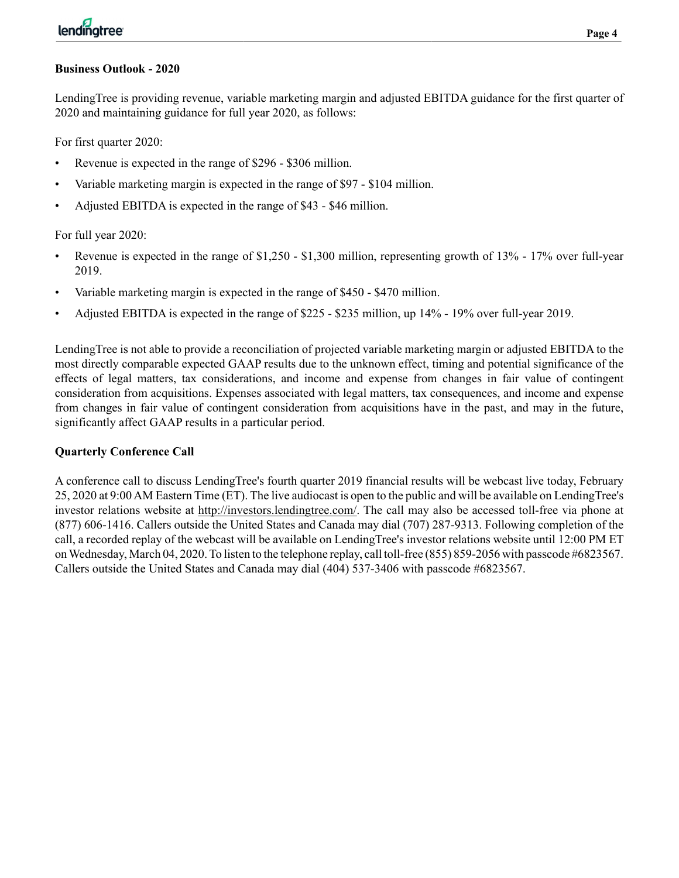## Business Outlook - 2020

LendingTree is providing revenue, variable marketing margin and adjusted EBITDA guidance for the first quarter of 2020 and maintaining guidance for full year 2020, as follows:

For first quarter 2020:

- Revenue is expected in the range of $296 - $306 million.
- Variable marketing margin is expected in the range of $97 - $104 million.
- Adjusted EBITDA is expected in the range of $43 - $46 million.

For full year 2020:

- Revenue is expected in the range of $1,250 - $1,300 million, representing growth of 13% - 17% over full-year 2019.
- Variable marketing margin is expected in the range of $450 - $470 million.
- Adjusted EBITDA is expected in the range of $225 - $235 million, up 14% - 19% over full-year 2019.

LendingTree is not able to provide a reconciliation of projected variable marketing margin or adjusted EBITDA to the most directly comparable expected GAAP results due to the unknown effect, timing and potential significance of the effects of legal matters, tax considerations, and income and expense from changes in fair value of contingent consideration from acquisitions. Expenses associated with legal matters, tax consequences, and income and expense from changes in fair value of contingent consideration from acquisitions have in the past, and may in the future, significantly affect GAAP results in a particular period.

## Quarterly Conference Call

A conference call to discuss LendingTree's fourth quarter 2019 financial results will be webcast live today, February 25, 2020 at 9:00 AM Eastern Time (ET). The live audiocast is open to the public and will be available on LendingTree's investor relations website at http://investors.lendingtree.com/. The call may also be accessed toll-free via phone at (877) 606-1416. Callers outside the United States and Canada may dial (707) 287-9313. Following completion of the call, a recorded replay of the webcast will be available on LendingTree's investor relations website until 12:00 PM ET on Wednesday, March 04, 2020. To listen to the telephone replay, call toll-free (855) 859-2056 with passcode #6823567. Callers outside the United States and Canada may dial (404) 537-3406 with passcode #6823567.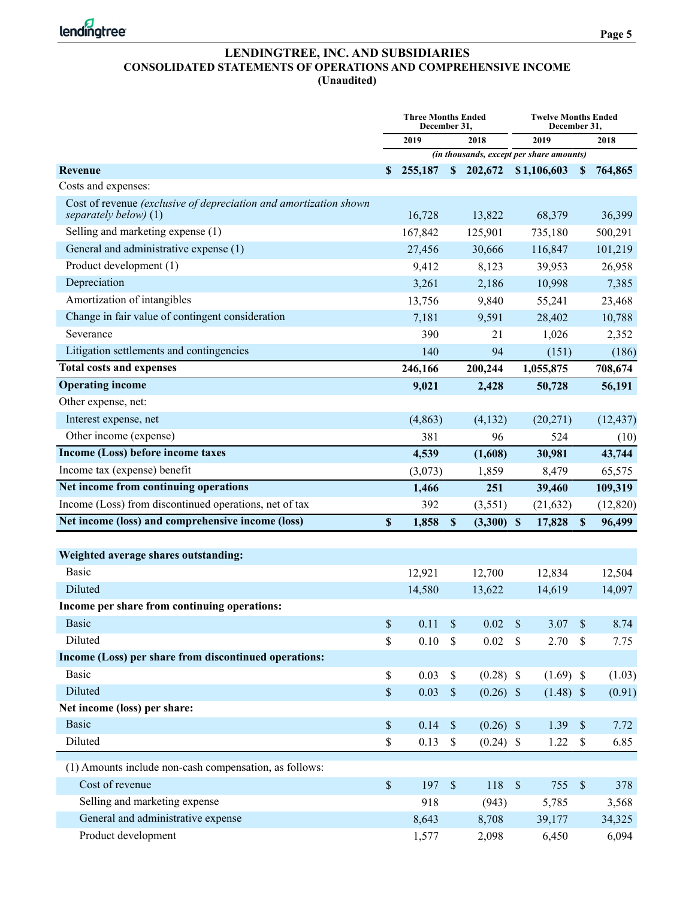# LENDINGTREE, INC. AND SUBSIDIARIES
## CONSOLIDATED STATEMENTS OF OPERATIONS AND COMPREHENSIVE INCOME
### (Unaudited)

| | Three Months Ended December 31, | | Twelve Months Ended December 31, | |
|---|---|---|---|---|
| | 2019 | 2018 | 2019 | 2018 |
| | *(in thousands, except per share amounts)* | | | |
| **Revenue** | **$ 255,187** | **$ 202,672** | **$ 1,106,603** | **$ 764,865** |
| Costs and expenses: | | | | |
| Cost of revenue *(exclusive of depreciation and amortization shown separately below)* (1) | 16,728 | 13,822 | 68,379 | 36,399 |
| Selling and marketing expense (1) | 167,842 | 125,901 | 735,180 | 500,291 |
| General and administrative expense (1) | 27,456 | 30,666 | 116,847 | 101,219 |
| Product development (1) | 9,412 | 8,123 | 39,953 | 26,958 |
| Depreciation | 3,261 | 2,186 | 10,998 | 7,385 |
| Amortization of intangibles | 13,756 | 9,840 | 55,241 | 23,468 |
| Change in fair value of contingent consideration | 7,181 | 9,591 | 28,402 | 10,788 |
| Severance | 390 | 21 | 1,026 | 2,352 |
| Litigation settlements and contingencies | 140 | 94 | (151) | (186) |
| **Total costs and expenses** | **246,166** | **200,244** | **1,055,875** | **708,674** |
| **Operating income** | **9,021** | **2,428** | **50,728** | **56,191** |
| Other expense, net: | | | | |
| Interest expense, net | (4,863) | (4,132) | (20,271) | (12,437) |
| Other income (expense) | 381 | 96 | 524 | (10) |
| **Income (Loss) before income taxes** | **4,539** | **(1,608)** | **30,981** | **43,744** |
| Income tax (expense) benefit | (3,073) | 1,859 | 8,479 | 65,575 |
| **Net income from continuing operations** | **1,466** | **251** | **39,460** | **109,319** |
| Income (Loss) from discontinued operations, net of tax | 392 | (3,551) | (21,632) | (12,820) |
| **Net income (loss) and comprehensive income (loss)** | **$ 1,858** | **$ (3,300)** | **$ 17,828** | **$ 96,499** |
| | | | | |
| **Weighted average shares outstanding:** | | | | |
| Basic | 12,921 | 12,700 | 12,834 | 12,504 |
| Diluted | 14,580 | 13,622 | 14,619 | 14,097 |
| **Income per share from continuing operations:** | | | | |
| Basic | $ 0.11 | $ 0.02 | $ 3.07 | $ 8.74 |
| Diluted | $ 0.10 | $ 0.02 | $ 2.70 | $ 7.75 |
| **Income (Loss) per share from discontinued operations:** | | | | |
| Basic | $ 0.03 | $ (0.28) | $ (1.69) | $ (1.03) |
| Diluted | $ 0.03 | $ (0.26) | $ (1.48) | $ (0.91) |
| **Net income (loss) per share:** | | | | |
| Basic | $ 0.14 | $ (0.26) | $ 1.39 | $ 7.72 |
| Diluted | $ 0.13 | $ (0.24) | $ 1.22 | $ 6.85 |
| | | | | |
| (1) Amounts include non-cash compensation, as follows: | | | | |
| Cost of revenue | $ 197 | $ 118 | $ 755 | $ 378 |
| Selling and marketing expense | 918 | (943) | 5,785 | 3,568 |
| General and administrative expense | 8,643 | 8,708 | 39,177 | 34,325 |
| Product development | 1,577 | 2,098 | 6,450 | 6,094 |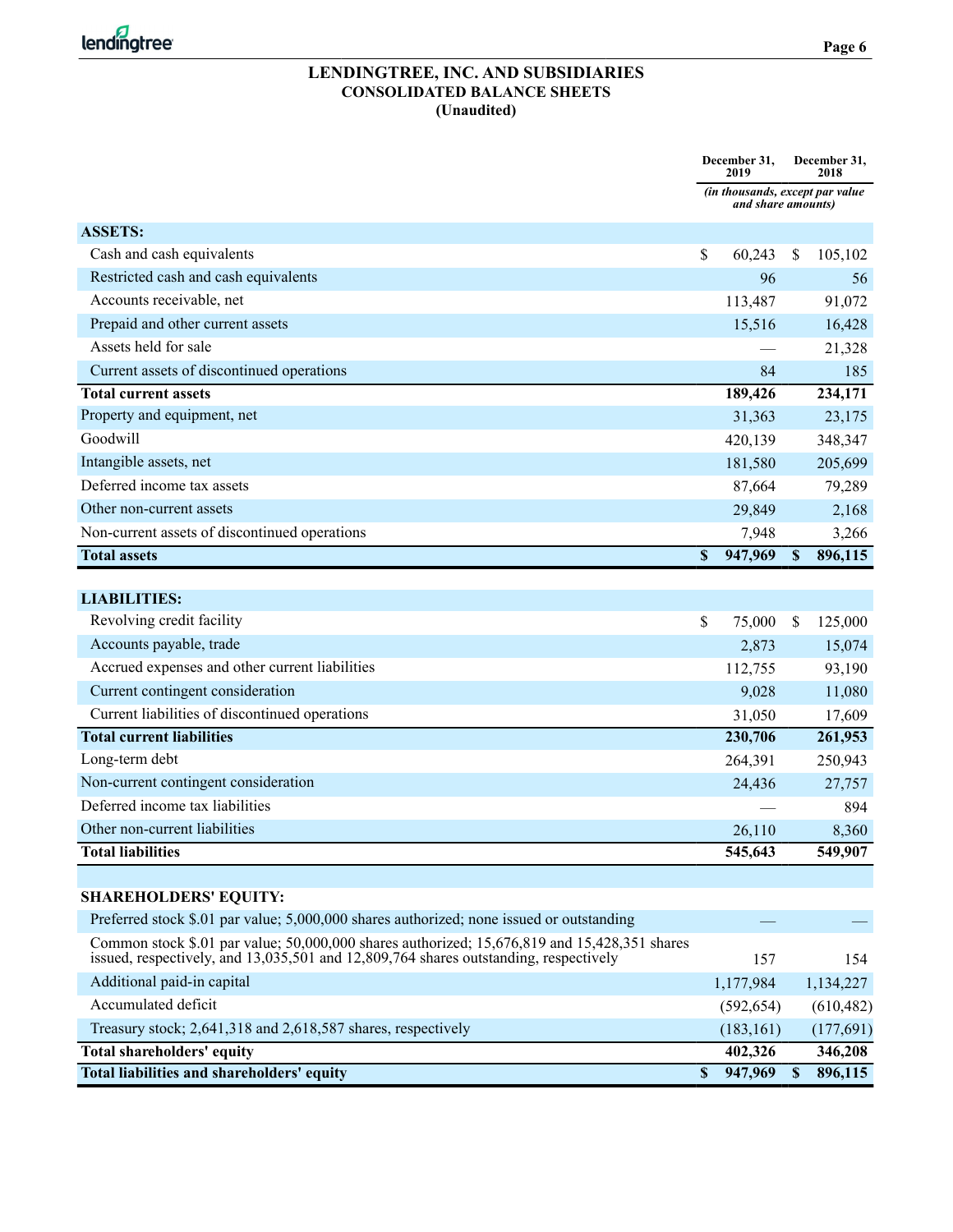# LENDINGTREE, INC. AND SUBSIDIARIES
## CONSOLIDATED BALANCE SHEETS
### (Unaudited)

| | December 31, 2019 | December 31, 2018 |
|---|---|---|
| | *(in thousands, except par value and share amounts)* | |
| **ASSETS:** | | |
| Cash and cash equivalents | $ 60,243 | $ 105,102 |
| Restricted cash and cash equivalents | 96 | 56 |
| Accounts receivable, net | 113,487 | 91,072 |
| Prepaid and other current assets | 15,516 | 16,428 |
| Assets held for sale | — | 21,328 |
| Current assets of discontinued operations | 84 | 185 |
| **Total current assets** | **189,426** | **234,171** |
| Property and equipment, net | 31,363 | 23,175 |
| Goodwill | 420,139 | 348,347 |
| Intangible assets, net | 181,580 | 205,699 |
| Deferred income tax assets | 87,664 | 79,289 |
| Other non-current assets | 29,849 | 2,168 |
| Non-current assets of discontinued operations | 7,948 | 3,266 |
| **Total assets** | **$ 947,969** | **$ 896,115** |
| **LIABILITIES:** | | |
| Revolving credit facility | $ 75,000 | $ 125,000 |
| Accounts payable, trade | 2,873 | 15,074 |
| Accrued expenses and other current liabilities | 112,755 | 93,190 |
| Current contingent consideration | 9,028 | 11,080 |
| Current liabilities of discontinued operations | 31,050 | 17,609 |
| **Total current liabilities** | **230,706** | **261,953** |
| Long-term debt | 264,391 | 250,943 |
| Non-current contingent consideration | 24,436 | 27,757 |
| Deferred income tax liabilities | — | 894 |
| Other non-current liabilities | 26,110 | 8,360 |
| **Total liabilities** | **545,643** | **549,907** |
| **SHAREHOLDERS' EQUITY:** | | |
| Preferred stock $.01 par value; 5,000,000 shares authorized; none issued or outstanding | — | — |
| Common stock $.01 par value; 50,000,000 shares authorized; 15,676,819 and 15,428,351 shares issued, respectively, and 13,035,501 and 12,809,764 shares outstanding, respectively | 157 | 154 |
| Additional paid-in capital | 1,177,984 | 1,134,227 |
| Accumulated deficit | (592,654) | (610,482) |
| Treasury stock; 2,641,318 and 2,618,587 shares, respectively | (183,161) | (177,691) |
| **Total shareholders' equity** | **402,326** | **346,208** |
| **Total liabilities and shareholders' equity** | **$ 947,969** | **$ 896,115** |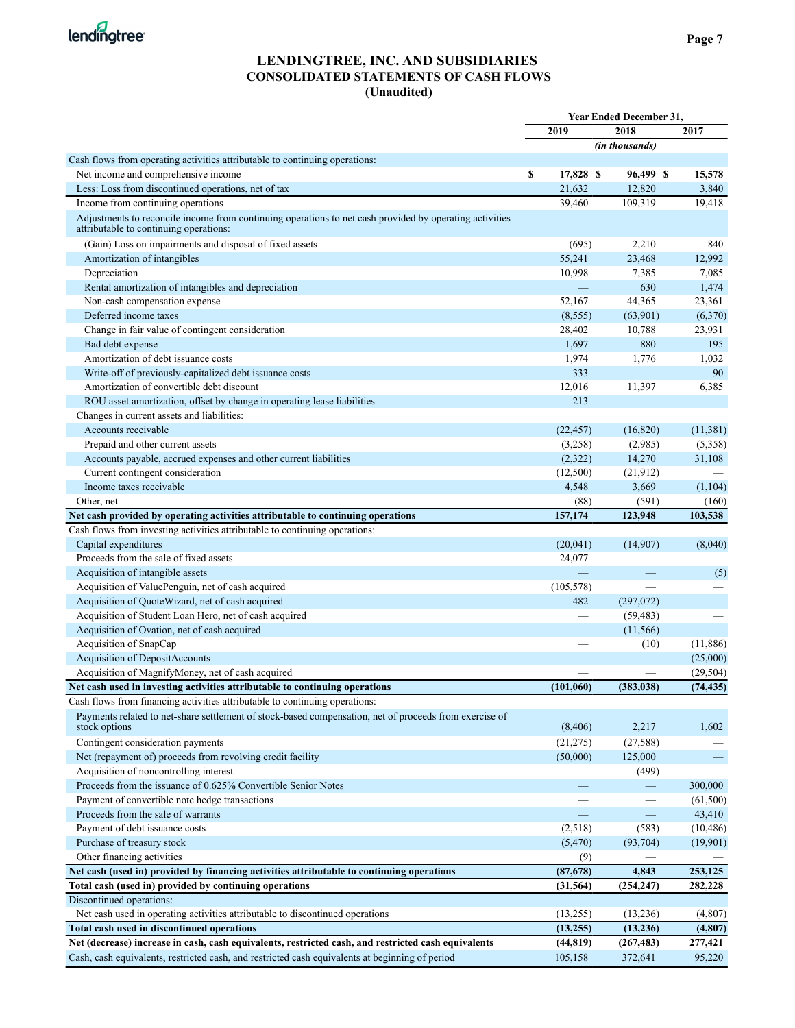# LENDINGTREE, INC. AND SUBSIDIARIES
## CONSOLIDATED STATEMENTS OF CASH FLOWS
### (Unaudited)

| | Year Ended December 31, | | |
|---|---|---|---|
| | 2019 | 2018 | 2017 |
| | *(in thousands)* | | |
| Cash flows from operating activities attributable to continuing operations: | | | |
| Net income and comprehensive income | $ 17,828 | $ 96,499 | $ 15,578 |
| Less: Loss from discontinued operations, net of tax | 21,632 | 12,820 | 3,840 |
| Income from continuing operations | 39,460 | 109,319 | 19,418 |
| Adjustments to reconcile income from continuing operations to net cash provided by operating activities attributable to continuing operations: | | | |
| (Gain) Loss on impairments and disposal of fixed assets | (695) | 2,210 | 840 |
| Amortization of intangibles | 55,241 | 23,468 | 12,992 |
| Depreciation | 10,998 | 7,385 | 7,085 |
| Rental amortization of intangibles and depreciation | — | 630 | 1,474 |
| Non-cash compensation expense | 52,167 | 44,365 | 23,361 |
| Deferred income taxes | (8,555) | (63,901) | (6,370) |
| Change in fair value of contingent consideration | 28,402 | 10,788 | 23,931 |
| Bad debt expense | 1,697 | 880 | 195 |
| Amortization of debt issuance costs | 1,974 | 1,776 | 1,032 |
| Write-off of previously-capitalized debt issuance costs | 333 | — | 90 |
| Amortization of convertible debt discount | 12,016 | 11,397 | 6,385 |
| ROU asset amortization, offset by change in operating lease liabilities | 213 | — | — |
| Changes in current assets and liabilities: | | | |
| Accounts receivable | (22,457) | (16,820) | (11,381) |
| Prepaid and other current assets | (3,258) | (2,985) | (5,358) |
| Accounts payable, accrued expenses and other current liabilities | (2,322) | 14,270 | 31,108 |
| Current contingent consideration | (12,500) | (21,912) | — |
| Income taxes receivable | 4,548 | 3,669 | (1,104) |
| Other, net | (88) | (591) | (160) |
| **Net cash provided by operating activities attributable to continuing operations** | **157,174** | **123,948** | **103,538** |
| Cash flows from investing activities attributable to continuing operations: | | | |
| Capital expenditures | (20,041) | (14,907) | (8,040) |
| Proceeds from the sale of fixed assets | 24,077 | — | — |
| Acquisition of intangible assets | — | — | (5) |
| Acquisition of ValuePenguin, net of cash acquired | (105,578) | — | — |
| Acquisition of QuoteWizard, net of cash acquired | 482 | (297,072) | — |
| Acquisition of Student Loan Hero, net of cash acquired | — | (59,483) | — |
| Acquisition of Ovation, net of cash acquired | — | (11,566) | — |
| Acquisition of SnapCap | — | (10) | (11,886) |
| Acquisition of DepositAccounts | — | — | (25,000) |
| Acquisition of MagnifyMoney, net of cash acquired | — | — | (29,504) |
| **Net cash used in investing activities attributable to continuing operations** | **(101,060)** | **(383,038)** | **(74,435)** |
| Cash flows from financing activities attributable to continuing operations: | | | |
| Payments related to net-share settlement of stock-based compensation, net of proceeds from exercise of stock options | (8,406) | 2,217 | 1,602 |
| Contingent consideration payments | (21,275) | (27,588) | — |
| Net (repayment of) proceeds from revolving credit facility | (50,000) | 125,000 | — |
| Acquisition of noncontrolling interest | — | (499) | — |
| Proceeds from the issuance of 0.625% Convertible Senior Notes | — | — | 300,000 |
| Payment of convertible note hedge transactions | — | — | (61,500) |
| Proceeds from the sale of warrants | — | — | 43,410 |
| Payment of debt issuance costs | (2,518) | (583) | (10,486) |
| Purchase of treasury stock | (5,470) | (93,704) | (19,901) |
| Other financing activities | (9) | — | — |
| **Net cash (used in) provided by financing activities attributable to continuing operations** | **(87,678)** | **4,843** | **253,125** |
| **Total cash (used in) provided by continuing operations** | **(31,564)** | **(254,247)** | **282,228** |
| Discontinued operations: | | | |
| Net cash used in operating activities attributable to discontinued operations | (13,255) | (13,236) | (4,807) |
| **Total cash used in discontinued operations** | **(13,255)** | **(13,236)** | **(4,807)** |
| **Net (decrease) increase in cash, cash equivalents, restricted cash, and restricted cash equivalents** | **(44,819)** | **(267,483)** | **277,421** |
| Cash, cash equivalents, restricted cash, and restricted cash equivalents at beginning of period | 105,158 | 372,641 | 95,220 |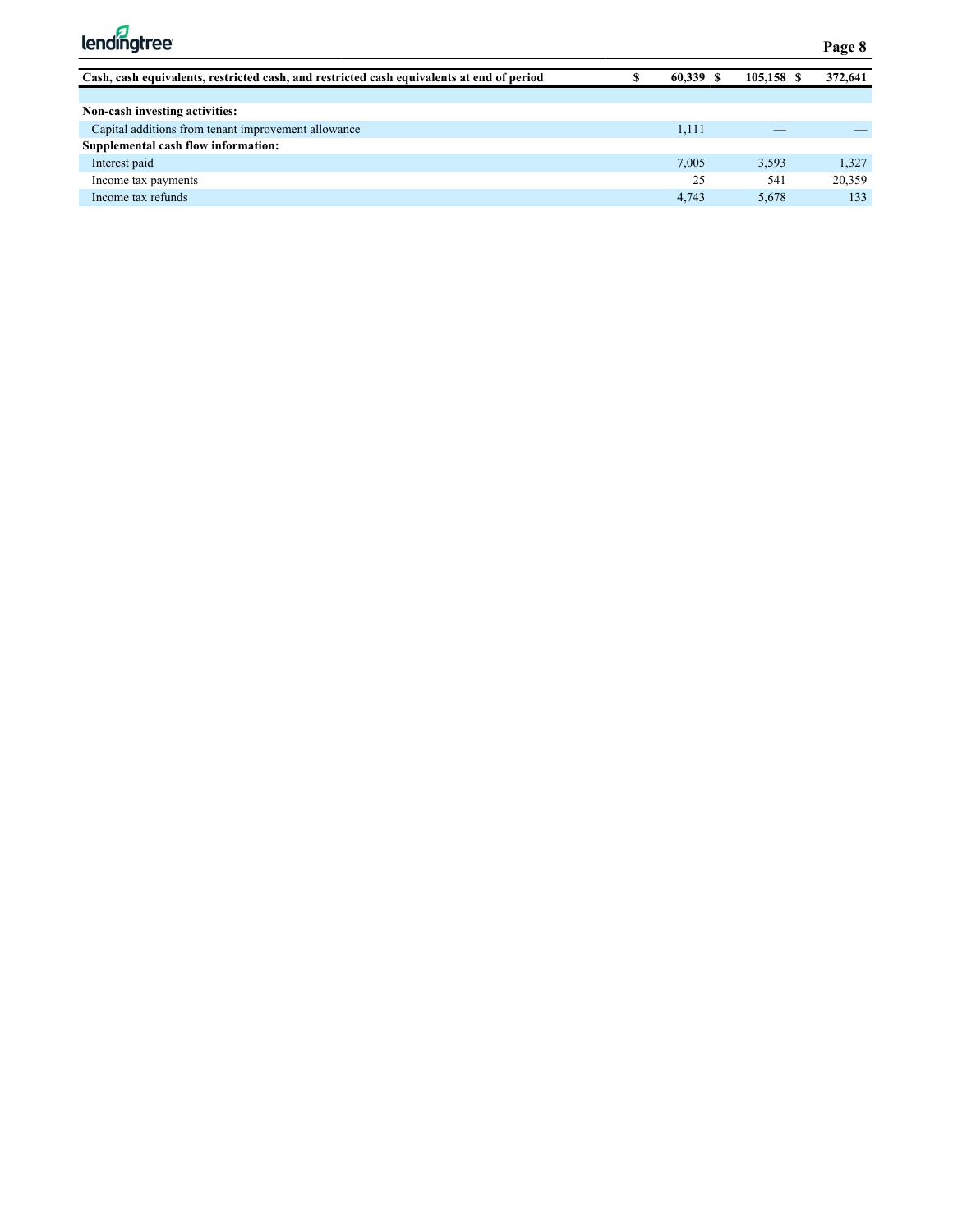| | | | |
|---|---|---|---|
| **Cash, cash equivalents, restricted cash, and restricted cash equivalents at end of period** | $ 60,339 | $ 105,158 | $ 372,641 |
| | | | |
| **Non-cash investing activities:** | | | |
| Capital additions from tenant improvement allowance | 1,111 | — | — |
| **Supplemental cash flow information:** | | | |
| Interest paid | 7,005 | 3,593 | 1,327 |
| Income tax payments | 25 | 541 | 20,359 |
| Income tax refunds | 4,743 | 5,678 | 133 |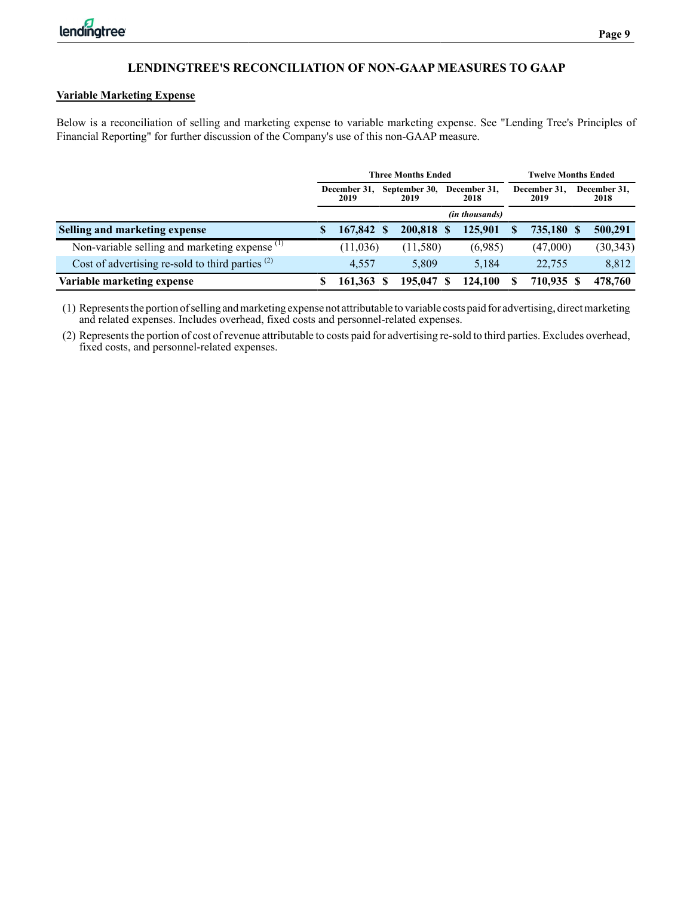## LENDINGTREE'S RECONCILIATION OF NON-GAAP MEASURES TO GAAP

**Variable Marketing Expense**

Below is a reconciliation of selling and marketing expense to variable marketing expense. See "Lending Tree's Principles of Financial Reporting" for further discussion of the Company's use of this non-GAAP measure.

| | Three Months Ended | | | Twelve Months Ended | |
|---|---|---|---|---|---|
| | December 31, 2019 | September 30, 2019 | December 31, 2018 | December 31, 2019 | December 31, 2018 |
| | | | *(in thousands)* | | |
| **Selling and marketing expense** | **$ 167,842** | **$ 200,818** | **$ 125,901** | **$ 735,180** | **$ 500,291** |
| Non-variable selling and marketing expense [1] | (11,036) | (11,580) | (6,985) | (47,000) | (30,343) |
| Cost of advertising re-sold to third parties [2] | 4,557 | 5,809 | 5,184 | 22,755 | 8,812 |
| **Variable marketing expense** | **$ 161,363** | **$ 195,047** | **$ 124,100** | **$ 710,935** | **$ 478,760** |

(1) Represents the portion of selling and marketing expense not attributable to variable costs paid for advertising, direct marketing and related expenses. Includes overhead, fixed costs and personnel-related expenses.

(2) Represents the portion of cost of revenue attributable to costs paid for advertising re-sold to third parties. Excludes overhead, fixed costs, and personnel-related expenses.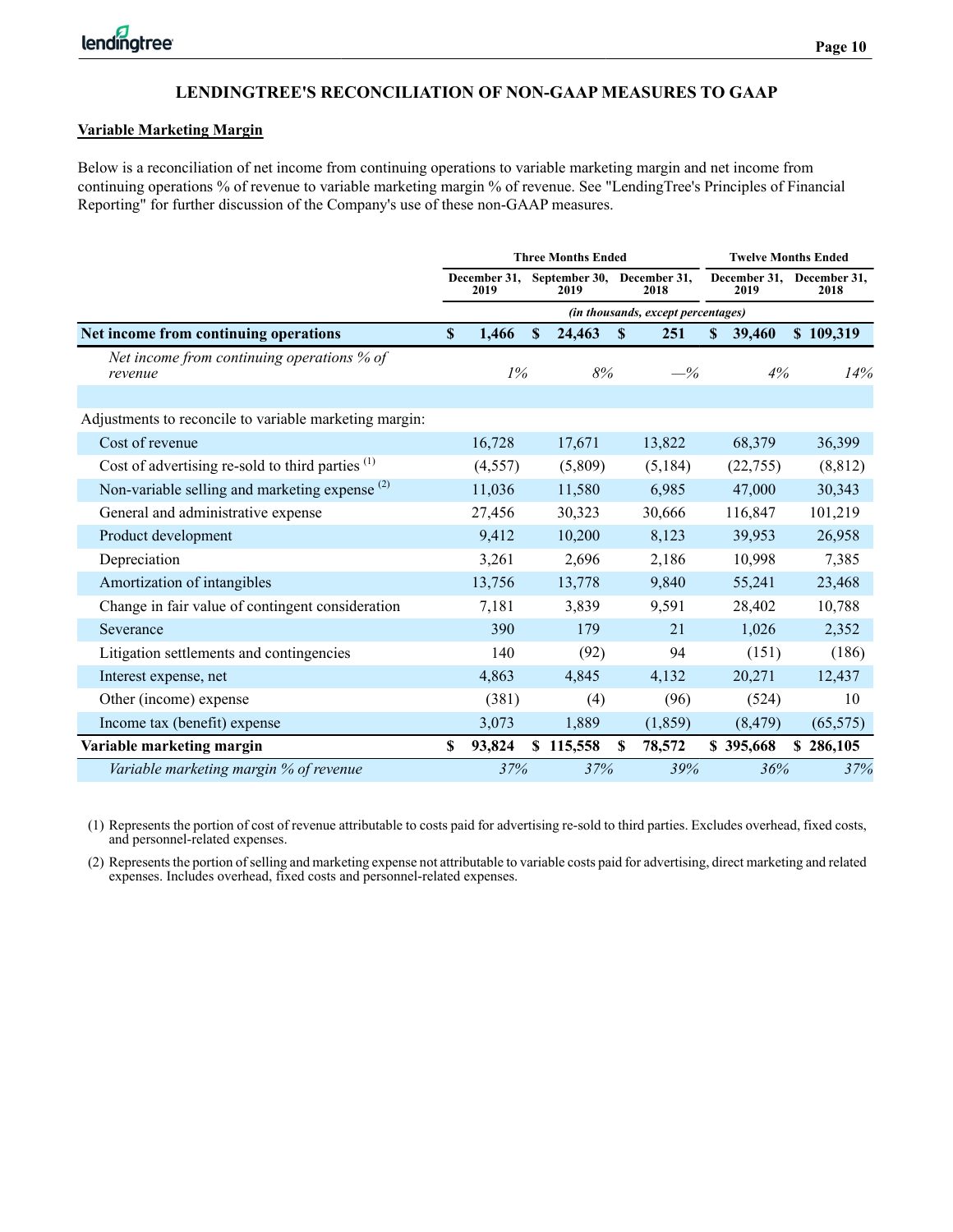## LENDINGTREE'S RECONCILIATION OF NON-GAAP MEASURES TO GAAP

### Variable Marketing Margin

Below is a reconciliation of net income from continuing operations to variable marketing margin and net income from continuing operations % of revenue to variable marketing margin % of revenue. See "LendingTree's Principles of Financial Reporting" for further discussion of the Company's use of these non-GAAP measures.

| | Three Months Ended | | | Twelve Months Ended | |
|---|---|---|---|---|---|
| | December 31, 2019 | September 30, 2019 | December 31, 2018 | December 31, 2019 | December 31, 2018 |
| | *(in thousands, except percentages)* | | | | |
| **Net income from continuing operations** | **$ 1,466** | **$ 24,463** | **$ 251** | **$ 39,460** | **$ 109,319** |
| *Net income from continuing operations % of revenue* | *1%* | *8%* | *—%* | *4%* | *14%* |
| | | | | | |
| Adjustments to reconcile to variable marketing margin: | | | | | |
| Cost of revenue | 16,728 | 17,671 | 13,822 | 68,379 | 36,399 |
| Cost of advertising re-sold to third parties [1] | (4,557) | (5,809) | (5,184) | (22,755) | (8,812) |
| Non-variable selling and marketing expense [2] | 11,036 | 11,580 | 6,985 | 47,000 | 30,343 |
| General and administrative expense | 27,456 | 30,323 | 30,666 | 116,847 | 101,219 |
| Product development | 9,412 | 10,200 | 8,123 | 39,953 | 26,958 |
| Depreciation | 3,261 | 2,696 | 2,186 | 10,998 | 7,385 |
| Amortization of intangibles | 13,756 | 13,778 | 9,840 | 55,241 | 23,468 |
| Change in fair value of contingent consideration | 7,181 | 3,839 | 9,591 | 28,402 | 10,788 |
| Severance | 390 | 179 | 21 | 1,026 | 2,352 |
| Litigation settlements and contingencies | 140 | (92) | 94 | (151) | (186) |
| Interest expense, net | 4,863 | 4,845 | 4,132 | 20,271 | 12,437 |
| Other (income) expense | (381) | (4) | (96) | (524) | 10 |
| Income tax (benefit) expense | 3,073 | 1,889 | (1,859) | (8,479) | (65,575) |
| **Variable marketing margin** | **$ 93,824** | **$ 115,558** | **$ 78,572** | **$ 395,668** | **$ 286,105** |
| *Variable marketing margin % of revenue* | *37%* | *37%* | *39%* | *36%* | *37%* |

(1) Represents the portion of cost of revenue attributable to costs paid for advertising re-sold to third parties. Excludes overhead, fixed costs, and personnel-related expenses.

(2) Represents the portion of selling and marketing expense not attributable to variable costs paid for advertising, direct marketing and related expenses. Includes overhead, fixed costs and personnel-related expenses.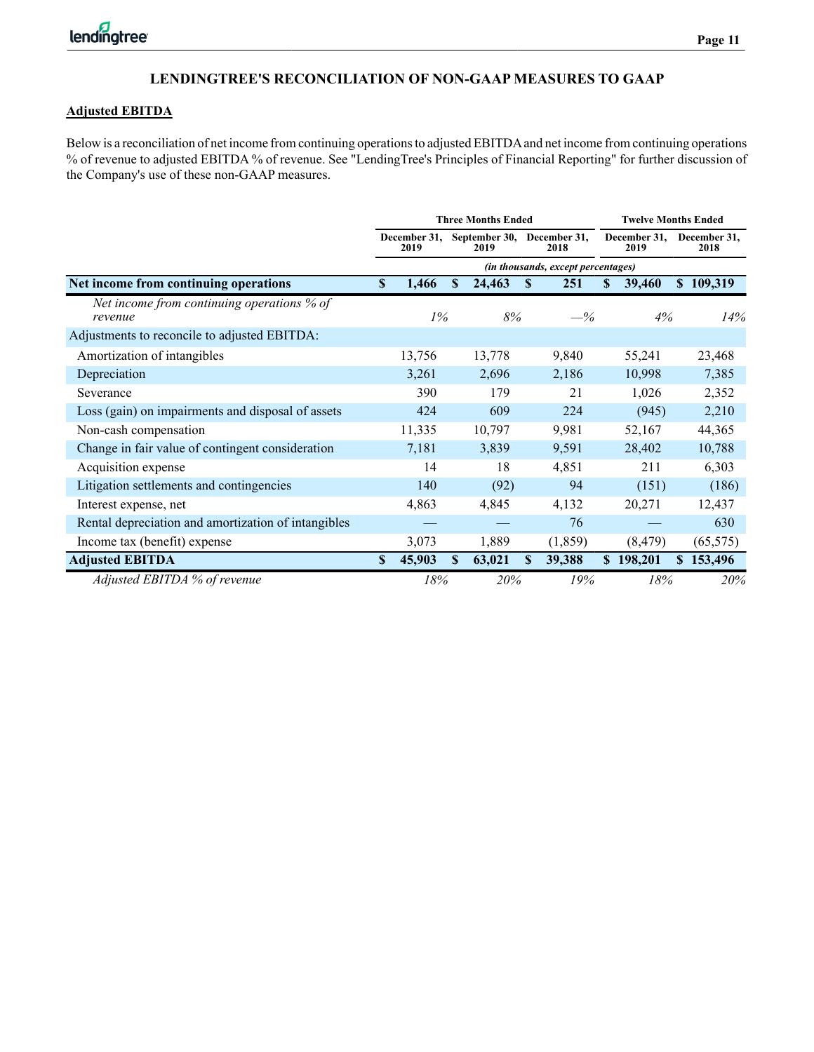## LENDINGTREE'S RECONCILIATION OF NON-GAAP MEASURES TO GAAP

### Adjusted EBITDA

Below is a reconciliation of net income from continuing operations to adjusted EBITDA and net income from continuing operations % of revenue to adjusted EBITDA % of revenue. See "LendingTree's Principles of Financial Reporting" for further discussion of the Company's use of these non-GAAP measures.

| | Three Months Ended | | | Twelve Months Ended | |
|---|---|---|---|---|---|
| | December 31, 2019 | September 30, 2019 | December 31, 2018 | December 31, 2019 | December 31, 2018 |
| | *(in thousands, except percentages)* | | | | |
| **Net income from continuing operations** | **$ 1,466** | **$ 24,463** | **$ 251** | **$ 39,460** | **$ 109,319** |
| *Net income from continuing operations % of revenue* | *1%* | *8%* | *—%* | *4%* | *14%* |
| Adjustments to reconcile to adjusted EBITDA: | | | | | |
| Amortization of intangibles | 13,756 | 13,778 | 9,840 | 55,241 | 23,468 |
| Depreciation | 3,261 | 2,696 | 2,186 | 10,998 | 7,385 |
| Severance | 390 | 179 | 21 | 1,026 | 2,352 |
| Loss (gain) on impairments and disposal of assets | 424 | 609 | 224 | (945) | 2,210 |
| Non-cash compensation | 11,335 | 10,797 | 9,981 | 52,167 | 44,365 |
| Change in fair value of contingent consideration | 7,181 | 3,839 | 9,591 | 28,402 | 10,788 |
| Acquisition expense | 14 | 18 | 4,851 | 211 | 6,303 |
| Litigation settlements and contingencies | 140 | (92) | 94 | (151) | (186) |
| Interest expense, net | 4,863 | 4,845 | 4,132 | 20,271 | 12,437 |
| Rental depreciation and amortization of intangibles | — | — | 76 | — | 630 |
| Income tax (benefit) expense | 3,073 | 1,889 | (1,859) | (8,479) | (65,575) |
| **Adjusted EBITDA** | **$ 45,903** | **$ 63,021** | **$ 39,388** | **$ 198,201** | **$ 153,496** |
| *Adjusted EBITDA % of revenue* | *18%* | *20%* | *19%* | *18%* | *20%* |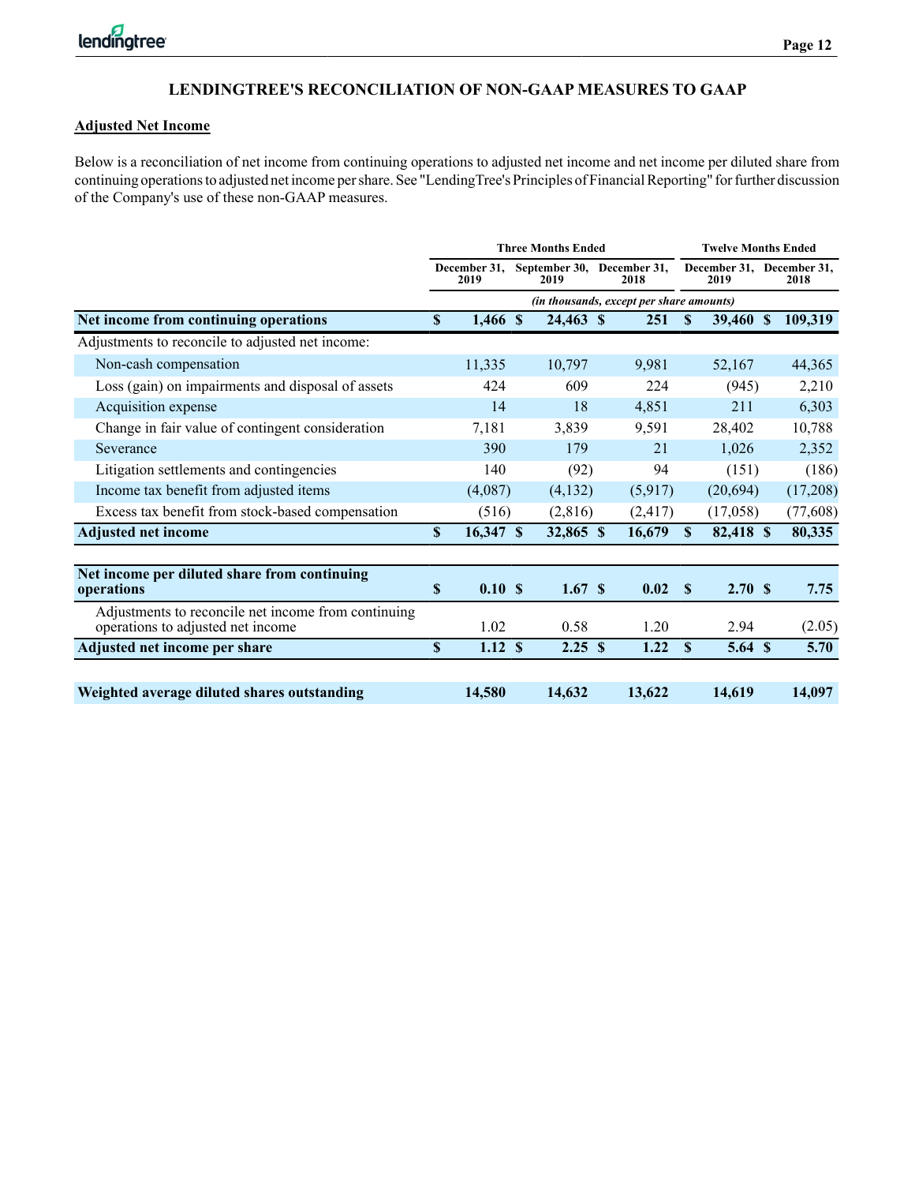## LENDINGTREE'S RECONCILIATION OF NON-GAAP MEASURES TO GAAP

### Adjusted Net Income

Below is a reconciliation of net income from continuing operations to adjusted net income and net income per diluted share from continuing operations to adjusted net income per share. See "LendingTree's Principles of Financial Reporting" for further discussion of the Company's use of these non-GAAP measures.

| | Three Months Ended | | | Twelve Months Ended | |
|---|---|---|---|---|---|
| | December 31, 2019 | September 30, 2019 | December 31, 2018 | December 31, 2019 | December 31, 2018 |
| | *(in thousands, except per share amounts)* | | | | |
| **Net income from continuing operations** | **$ 1,466** | **$ 24,463** | **$ 251** | **$ 39,460** | **$ 109,319** |
| Adjustments to reconcile to adjusted net income: | | | | | |
| Non-cash compensation | 11,335 | 10,797 | 9,981 | 52,167 | 44,365 |
| Loss (gain) on impairments and disposal of assets | 424 | 609 | 224 | (945) | 2,210 |
| Acquisition expense | 14 | 18 | 4,851 | 211 | 6,303 |
| Change in fair value of contingent consideration | 7,181 | 3,839 | 9,591 | 28,402 | 10,788 |
| Severance | 390 | 179 | 21 | 1,026 | 2,352 |
| Litigation settlements and contingencies | 140 | (92) | 94 | (151) | (186) |
| Income tax benefit from adjusted items | (4,087) | (4,132) | (5,917) | (20,694) | (17,208) |
| Excess tax benefit from stock-based compensation | (516) | (2,816) | (2,417) | (17,058) | (77,608) |
| **Adjusted net income** | **$ 16,347** | **$ 32,865** | **$ 16,679** | **$ 82,418** | **$ 80,335** |
| | | | | | |
| **Net income per diluted share from continuing operations** | **$ 0.10** | **$ 1.67** | **$ 0.02** | **$ 2.70** | **$ 7.75** |
| Adjustments to reconcile net income from continuing operations to adjusted net income | 1.02 | 0.58 | 1.20 | 2.94 | (2.05) |
| **Adjusted net income per share** | **$ 1.12** | **$ 2.25** | **$ 1.22** | **$ 5.64** | **$ 5.70** |
| | | | | | |
| **Weighted average diluted shares outstanding** | **14,580** | **14,632** | **13,622** | **14,619** | **14,097** |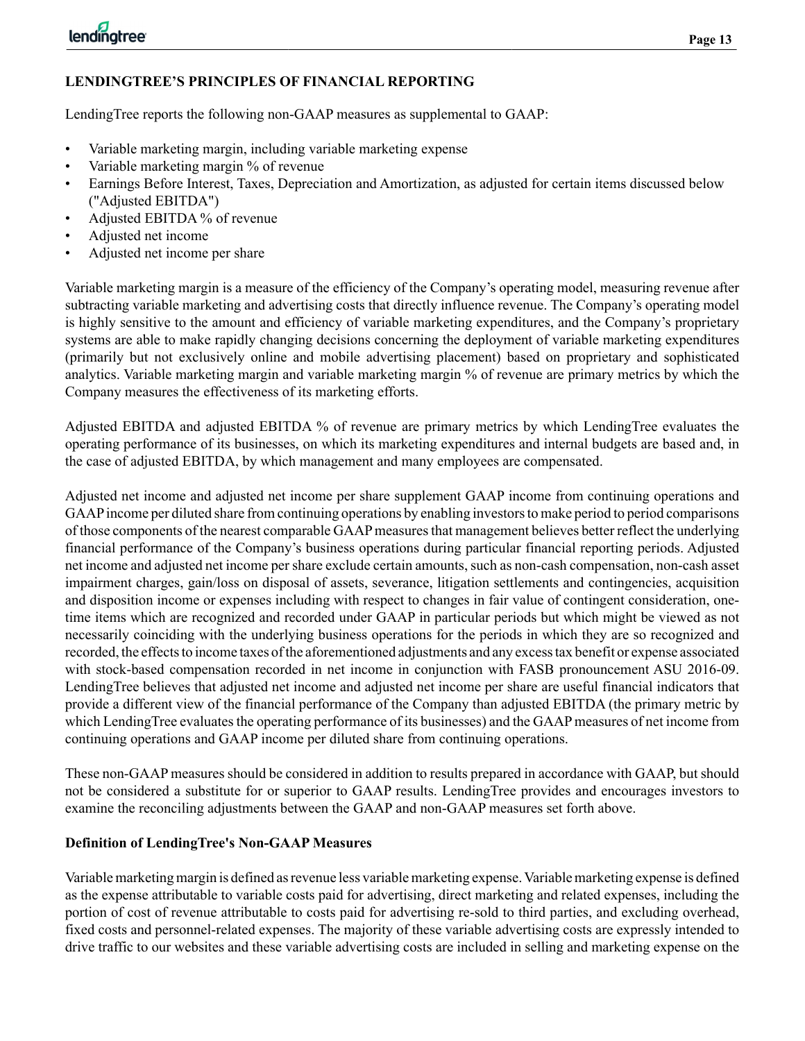## LENDINGTREE'S PRINCIPLES OF FINANCIAL REPORTING

LendingTree reports the following non-GAAP measures as supplemental to GAAP:

- Variable marketing margin, including variable marketing expense
- Variable marketing margin % of revenue
- Earnings Before Interest, Taxes, Depreciation and Amortization, as adjusted for certain items discussed below ("Adjusted EBITDA")
- Adjusted EBITDA % of revenue
- Adjusted net income
- Adjusted net income per share

Variable marketing margin is a measure of the efficiency of the Company's operating model, measuring revenue after subtracting variable marketing and advertising costs that directly influence revenue. The Company's operating model is highly sensitive to the amount and efficiency of variable marketing expenditures, and the Company's proprietary systems are able to make rapidly changing decisions concerning the deployment of variable marketing expenditures (primarily but not exclusively online and mobile advertising placement) based on proprietary and sophisticated analytics. Variable marketing margin and variable marketing margin % of revenue are primary metrics by which the Company measures the effectiveness of its marketing efforts.

Adjusted EBITDA and adjusted EBITDA % of revenue are primary metrics by which LendingTree evaluates the operating performance of its businesses, on which its marketing expenditures and internal budgets are based and, in the case of adjusted EBITDA, by which management and many employees are compensated.

Adjusted net income and adjusted net income per share supplement GAAP income from continuing operations and GAAP income per diluted share from continuing operations by enabling investors to make period to period comparisons of those components of the nearest comparable GAAP measures that management believes better reflect the underlying financial performance of the Company's business operations during particular financial reporting periods. Adjusted net income and adjusted net income per share exclude certain amounts, such as non-cash compensation, non-cash asset impairment charges, gain/loss on disposal of assets, severance, litigation settlements and contingencies, acquisition and disposition income or expenses including with respect to changes in fair value of contingent consideration, one-time items which are recognized and recorded under GAAP in particular periods but which might be viewed as not necessarily coinciding with the underlying business operations for the periods in which they are so recognized and recorded, the effects to income taxes of the aforementioned adjustments and any excess tax benefit or expense associated with stock-based compensation recorded in net income in conjunction with FASB pronouncement ASU 2016-09. LendingTree believes that adjusted net income and adjusted net income per share are useful financial indicators that provide a different view of the financial performance of the Company than adjusted EBITDA (the primary metric by which LendingTree evaluates the operating performance of its businesses) and the GAAP measures of net income from continuing operations and GAAP income per diluted share from continuing operations.

These non-GAAP measures should be considered in addition to results prepared in accordance with GAAP, but should not be considered a substitute for or superior to GAAP results. LendingTree provides and encourages investors to examine the reconciling adjustments between the GAAP and non-GAAP measures set forth above.

### Definition of LendingTree's Non-GAAP Measures

Variable marketing margin is defined as revenue less variable marketing expense. Variable marketing expense is defined as the expense attributable to variable costs paid for advertising, direct marketing and related expenses, including the portion of cost of revenue attributable to costs paid for advertising re-sold to third parties, and excluding overhead, fixed costs and personnel-related expenses. The majority of these variable advertising costs are expressly intended to drive traffic to our websites and these variable advertising costs are included in selling and marketing expense on the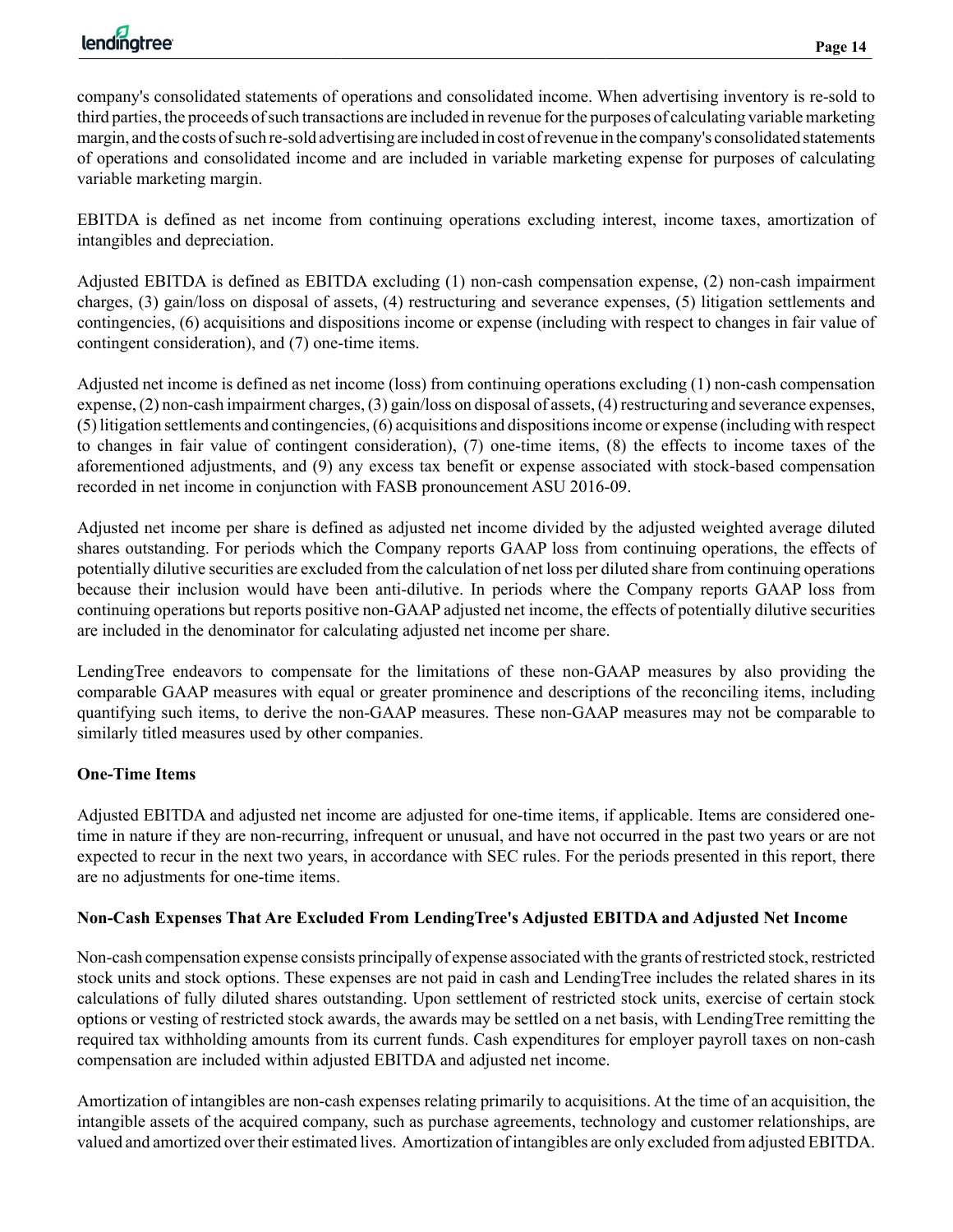company's consolidated statements of operations and consolidated income. When advertising inventory is re-sold to third parties, the proceeds of such transactions are included in revenue for the purposes of calculating variable marketing margin, and the costs of such re-sold advertising are included in cost of revenue in the company's consolidated statements of operations and consolidated income and are included in variable marketing expense for purposes of calculating variable marketing margin.

EBITDA is defined as net income from continuing operations excluding interest, income taxes, amortization of intangibles and depreciation.

Adjusted EBITDA is defined as EBITDA excluding (1) non-cash compensation expense, (2) non-cash impairment charges, (3) gain/loss on disposal of assets, (4) restructuring and severance expenses, (5) litigation settlements and contingencies, (6) acquisitions and dispositions income or expense (including with respect to changes in fair value of contingent consideration), and (7) one-time items.

Adjusted net income is defined as net income (loss) from continuing operations excluding (1) non-cash compensation expense, (2) non-cash impairment charges, (3) gain/loss on disposal of assets, (4) restructuring and severance expenses, (5) litigation settlements and contingencies, (6) acquisitions and dispositions income or expense (including with respect to changes in fair value of contingent consideration), (7) one-time items, (8) the effects to income taxes of the aforementioned adjustments, and (9) any excess tax benefit or expense associated with stock-based compensation recorded in net income in conjunction with FASB pronouncement ASU 2016-09.

Adjusted net income per share is defined as adjusted net income divided by the adjusted weighted average diluted shares outstanding. For periods which the Company reports GAAP loss from continuing operations, the effects of potentially dilutive securities are excluded from the calculation of net loss per diluted share from continuing operations because their inclusion would have been anti-dilutive. In periods where the Company reports GAAP loss from continuing operations but reports positive non-GAAP adjusted net income, the effects of potentially dilutive securities are included in the denominator for calculating adjusted net income per share.

LendingTree endeavors to compensate for the limitations of these non-GAAP measures by also providing the comparable GAAP measures with equal or greater prominence and descriptions of the reconciling items, including quantifying such items, to derive the non-GAAP measures. These non-GAAP measures may not be comparable to similarly titled measures used by other companies.

**One-Time Items**

Adjusted EBITDA and adjusted net income are adjusted for one-time items, if applicable. Items are considered one-time in nature if they are non-recurring, infrequent or unusual, and have not occurred in the past two years or are not expected to recur in the next two years, in accordance with SEC rules. For the periods presented in this report, there are no adjustments for one-time items.

**Non-Cash Expenses That Are Excluded From LendingTree's Adjusted EBITDA and Adjusted Net Income**

Non-cash compensation expense consists principally of expense associated with the grants of restricted stock, restricted stock units and stock options. These expenses are not paid in cash and LendingTree includes the related shares in its calculations of fully diluted shares outstanding. Upon settlement of restricted stock units, exercise of certain stock options or vesting of restricted stock awards, the awards may be settled on a net basis, with LendingTree remitting the required tax withholding amounts from its current funds. Cash expenditures for employer payroll taxes on non-cash compensation are included within adjusted EBITDA and adjusted net income.

Amortization of intangibles are non-cash expenses relating primarily to acquisitions. At the time of an acquisition, the intangible assets of the acquired company, such as purchase agreements, technology and customer relationships, are valued and amortized over their estimated lives. Amortization of intangibles are only excluded from adjusted EBITDA.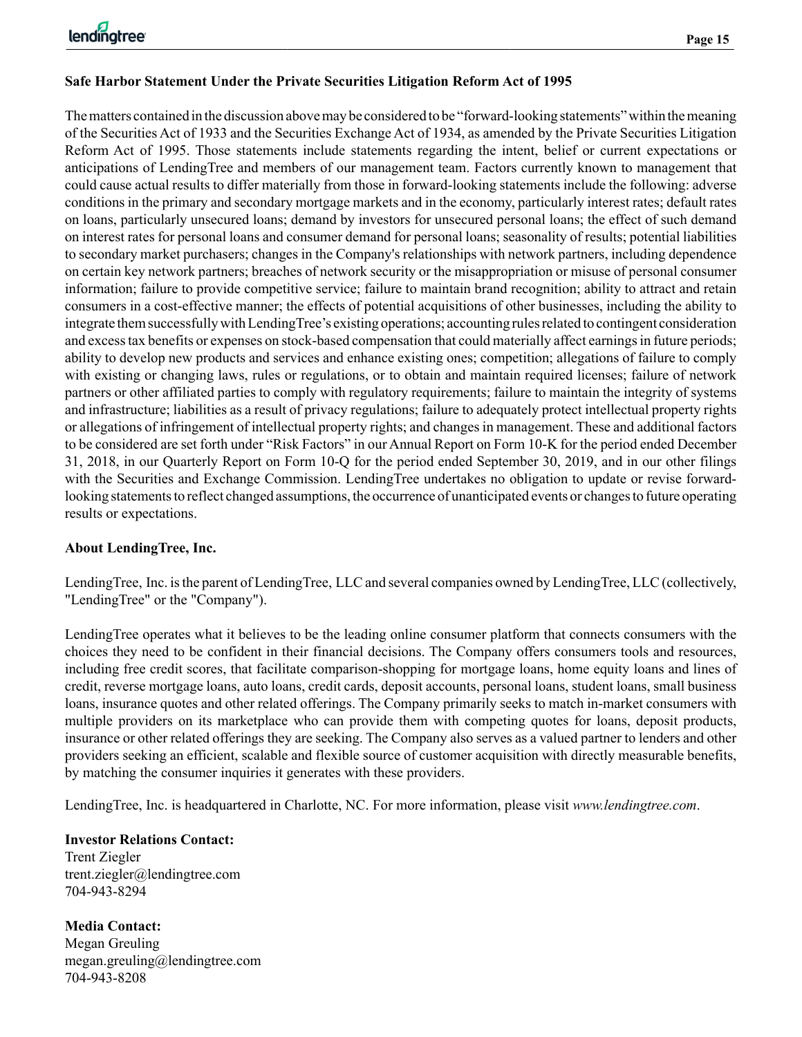**Safe Harbor Statement Under the Private Securities Litigation Reform Act of 1995**

The matters contained in the discussion above may be considered to be "forward-looking statements" within the meaning of the Securities Act of 1933 and the Securities Exchange Act of 1934, as amended by the Private Securities Litigation Reform Act of 1995. Those statements include statements regarding the intent, belief or current expectations or anticipations of LendingTree and members of our management team. Factors currently known to management that could cause actual results to differ materially from those in forward-looking statements include the following: adverse conditions in the primary and secondary mortgage markets and in the economy, particularly interest rates; default rates on loans, particularly unsecured loans; demand by investors for unsecured personal loans; the effect of such demand on interest rates for personal loans and consumer demand for personal loans; seasonality of results; potential liabilities to secondary market purchasers; changes in the Company's relationships with network partners, including dependence on certain key network partners; breaches of network security or the misappropriation or misuse of personal consumer information; failure to provide competitive service; failure to maintain brand recognition; ability to attract and retain consumers in a cost-effective manner; the effects of potential acquisitions of other businesses, including the ability to integrate them successfully with LendingTree's existing operations; accounting rules related to contingent consideration and excess tax benefits or expenses on stock-based compensation that could materially affect earnings in future periods; ability to develop new products and services and enhance existing ones; competition; allegations of failure to comply with existing or changing laws, rules or regulations, or to obtain and maintain required licenses; failure of network partners or other affiliated parties to comply with regulatory requirements; failure to maintain the integrity of systems and infrastructure; liabilities as a result of privacy regulations; failure to adequately protect intellectual property rights or allegations of infringement of intellectual property rights; and changes in management. These and additional factors to be considered are set forth under "Risk Factors" in our Annual Report on Form 10-K for the period ended December 31, 2018, in our Quarterly Report on Form 10-Q for the period ended September 30, 2019, and in our other filings with the Securities and Exchange Commission. LendingTree undertakes no obligation to update or revise forward-looking statements to reflect changed assumptions, the occurrence of unanticipated events or changes to future operating results or expectations.

**About LendingTree, Inc.**

LendingTree, Inc. is the parent of LendingTree, LLC and several companies owned by LendingTree, LLC (collectively, "LendingTree" or the "Company").

LendingTree operates what it believes to be the leading online consumer platform that connects consumers with the choices they need to be confident in their financial decisions. The Company offers consumers tools and resources, including free credit scores, that facilitate comparison-shopping for mortgage loans, home equity loans and lines of credit, reverse mortgage loans, auto loans, credit cards, deposit accounts, personal loans, student loans, small business loans, insurance quotes and other related offerings. The Company primarily seeks to match in-market consumers with multiple providers on its marketplace who can provide them with competing quotes for loans, deposit products, insurance or other related offerings they are seeking. The Company also serves as a valued partner to lenders and other providers seeking an efficient, scalable and flexible source of customer acquisition with directly measurable benefits, by matching the consumer inquiries it generates with these providers.

LendingTree, Inc. is headquartered in Charlotte, NC. For more information, please visit *www.lendingtree.com*.

**Investor Relations Contact:**
Trent Ziegler
trent.ziegler@lendingtree.com
704-943-8294

**Media Contact:**
Megan Greuling
megan.greuling@lendingtree.com
704-943-8208